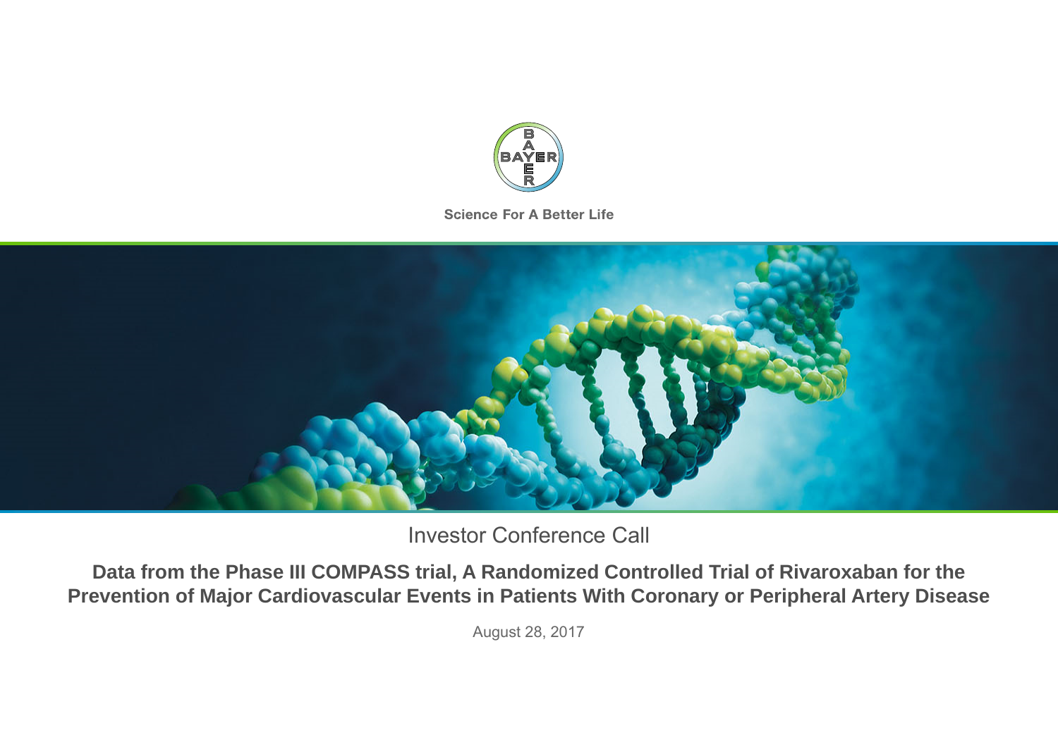BAYER

Science For A Better Life

Investor Conference Call

**Data from the Phase III COMPASS trial, A Randomized Controlled Trial of Rivaroxaban for the Prevention of Major Cardiovascular Events in Patients With Coronary or Peripheral Artery Disease**

August 28, 2017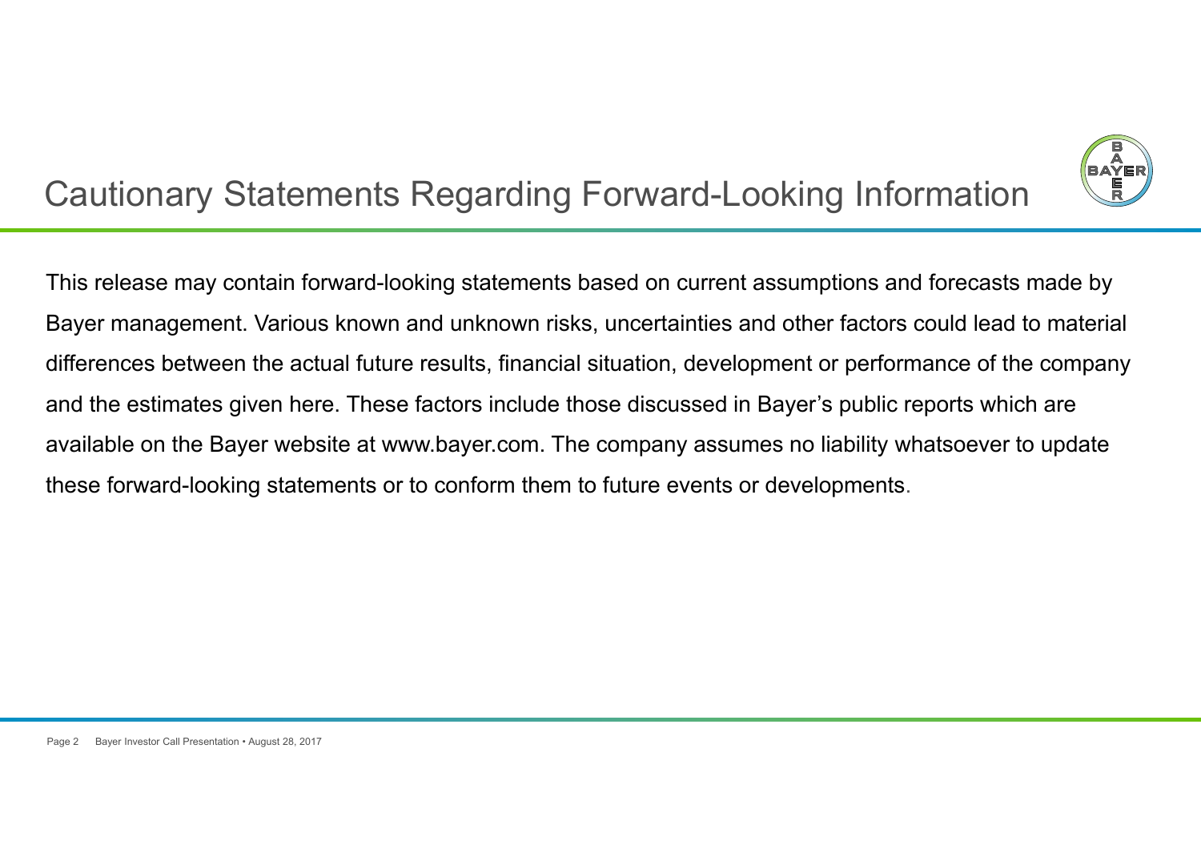# Cautionary Statements Regarding Forward-Looking Information

This release may contain forward-looking statements based on current assumptions and forecasts made by Bayer management. Various known and unknown risks, uncertainties and other factors could lead to material differences between the actual future results, financial situation, development or performance of the company and the estimates given here. These factors include those discussed in Bayer's public reports which are available on the Bayer website at www.bayer.com. The company assumes no liability whatsoever to update these forward-looking statements or to conform them to future events or developments.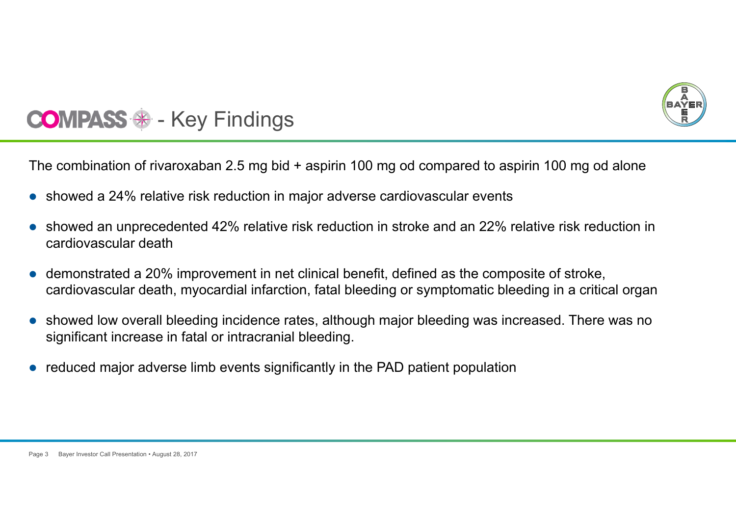# COMPASS - Key Findings

The combination of rivaroxaban 2.5 mg bid + aspirin 100 mg od compared to aspirin 100 mg od alone

- showed a 24% relative risk reduction in major adverse cardiovascular events
- showed an unprecedented 42% relative risk reduction in stroke and an 22% relative risk reduction in cardiovascular death
- demonstrated a 20% improvement in net clinical benefit, defined as the composite of stroke, cardiovascular death, myocardial infarction, fatal bleeding or symptomatic bleeding in a critical organ
- showed low overall bleeding incidence rates, although major bleeding was increased. There was no significant increase in fatal or intracranial bleeding.
- reduced major adverse limb events significantly in the PAD patient population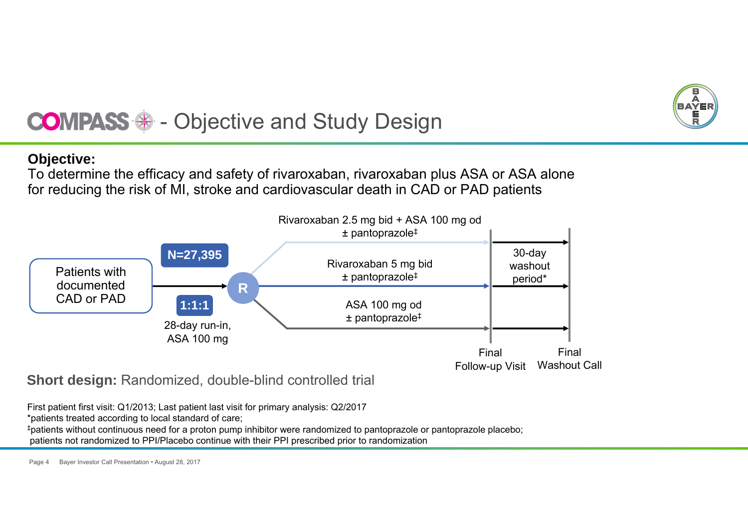# COMPASS - Objective and Study Design

**Objective:**
To determine the efficacy and safety of rivaroxaban, rivaroxaban plus ASA or ASA alone for reducing the risk of MI, stroke and cardiovascular death in CAD or PAD patients

Patients with documented CAD or PAD

N=27,395

1:1:1

28-day run-in, ASA 100 mg

R

- Rivaroxaban 2.5 mg bid + ASA 100 mg od ± pantoprazole‡
- Rivaroxaban 5 mg bid ± pantoprazole‡
- ASA 100 mg od ± pantoprazole‡

30-day washout period*

Final Follow-up Visit

Final Washout Call

**Short design:** Randomized, double-blind controlled trial

First patient first visit: Q1/2013; Last patient last visit for primary analysis: Q2/2017
*patients treated according to local standard of care;
‡patients without continuous need for a proton pump inhibitor were randomized to pantoprazole or pantoprazole placebo; patients not randomized to PPI/Placebo continue with their PPI prescribed prior to randomization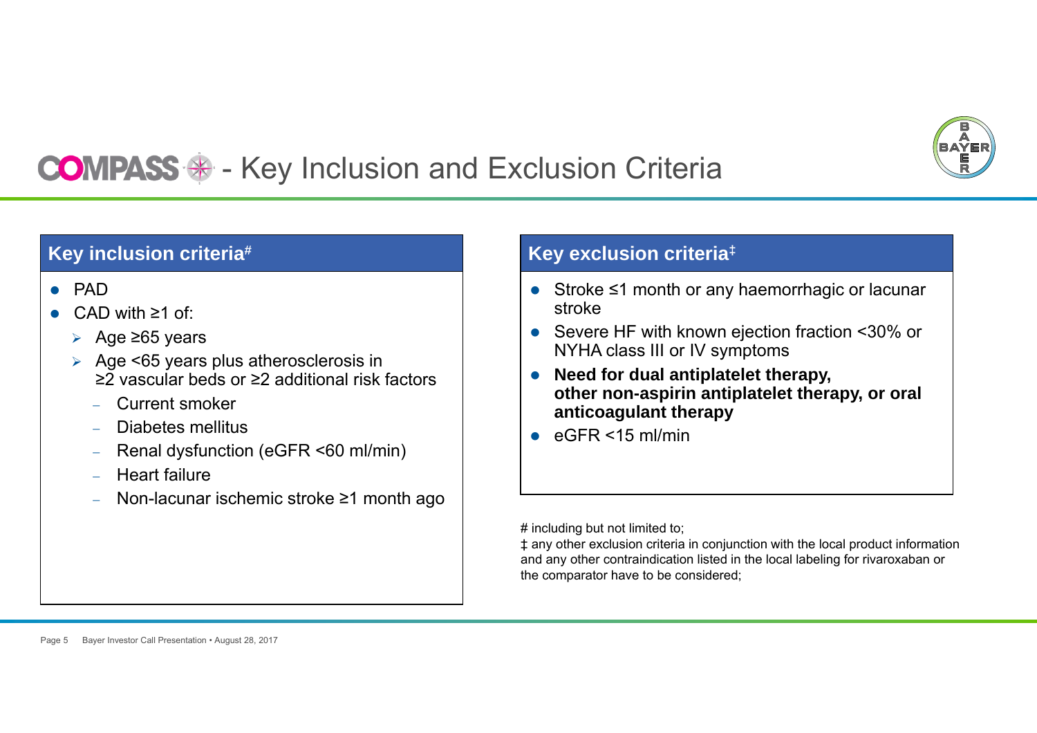# COMPASS - Key Inclusion and Exclusion Criteria

## Key inclusion criteria[#]

- PAD
- CAD with ≥1 of:
  - Age ≥65 years
  - Age <65 years plus atherosclerosis in ≥2 vascular beds or ≥2 additional risk factors
    - Current smoker
    - Diabetes mellitus
    - Renal dysfunction (eGFR <60 ml/min)
    - Heart failure
    - Non-lacunar ischemic stroke ≥1 month ago

## Key exclusion criteria[‡]

- Stroke ≤1 month or any haemorrhagic or lacunar stroke
- Severe HF with known ejection fraction <30% or NYHA class III or IV symptoms
- **Need for dual antiplatelet therapy, other non-aspirin antiplatelet therapy, or oral anticoagulant therapy**
- eGFR <15 ml/min

# including but not limited to;
‡ any other exclusion criteria in conjunction with the local product information and any other contraindication listed in the local labeling for rivaroxaban or the comparator have to be considered;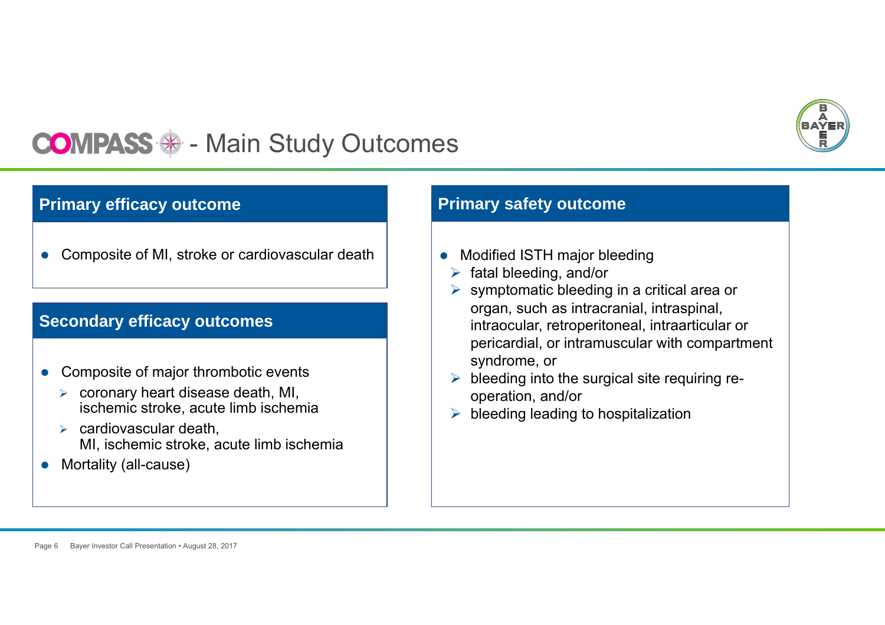# COMPASS - Main Study Outcomes

## Primary efficacy outcome

- Composite of MI, stroke or cardiovascular death

## Secondary efficacy outcomes

- Composite of major thrombotic events
  - coronary heart disease death, MI, ischemic stroke, acute limb ischemia
  - cardiovascular death, MI, ischemic stroke, acute limb ischemia
- Mortality (all-cause)

## Primary safety outcome

- Modified ISTH major bleeding
  - fatal bleeding, and/or
  - symptomatic bleeding in a critical area or organ, such as intracranial, intraspinal, intraocular, retroperitoneal, intraarticular or pericardial, or intramuscular with compartment syndrome, or
  - bleeding into the surgical site requiring re-operation, and/or
  - bleeding leading to hospitalization

Bayer Investor Call Presentation • August 28, 2017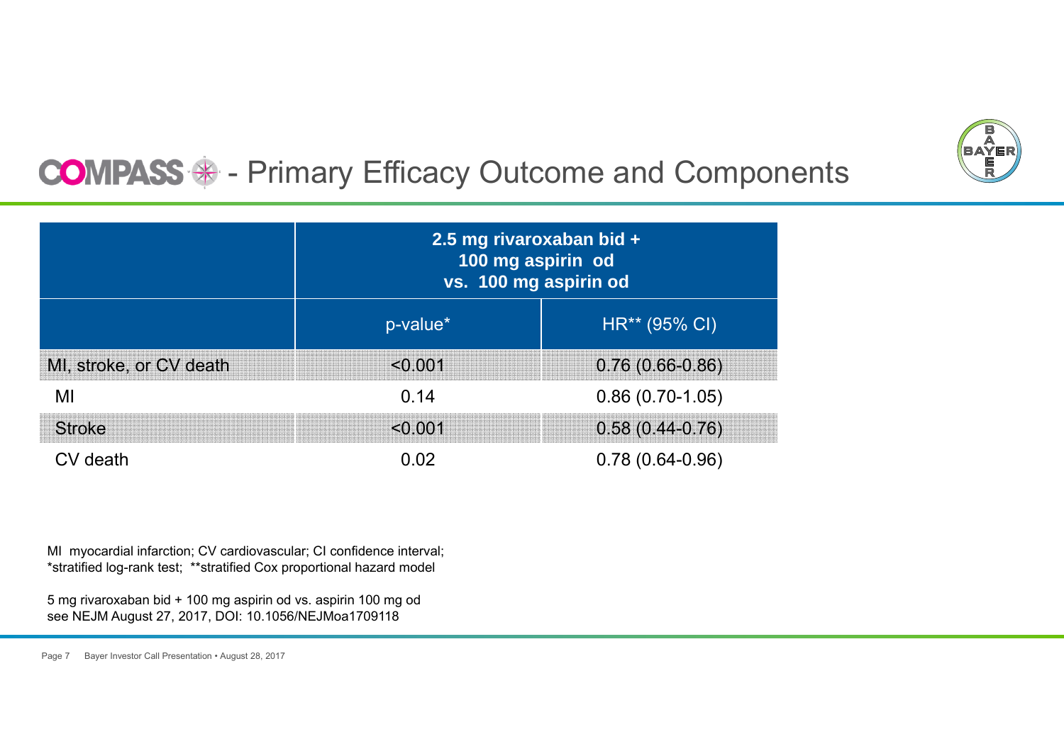# COMPASS - Primary Efficacy Outcome and Components

| | 2.5 mg rivaroxaban bid + 100 mg aspirin od vs. 100 mg aspirin od | |
|---|---|---|
| | p-value* | HR** (95% CI) |
| MI, stroke, or CV death | <0.001 | 0.76 (0.66-0.86) |
| MI | 0.14 | 0.86 (0.70-1.05) |
| Stroke | <0.001 | 0.58 (0.44-0.76) |
| CV death | 0.02 | 0.78 (0.64-0.96) |

MI myocardial infarction; CV cardiovascular; CI confidence interval;
*stratified log-rank test; **stratified Cox proportional hazard model

5 mg rivaroxaban bid + 100 mg aspirin od vs. aspirin 100 mg od
see NEJM August 27, 2017, DOI: 10.1056/NEJMoa1709118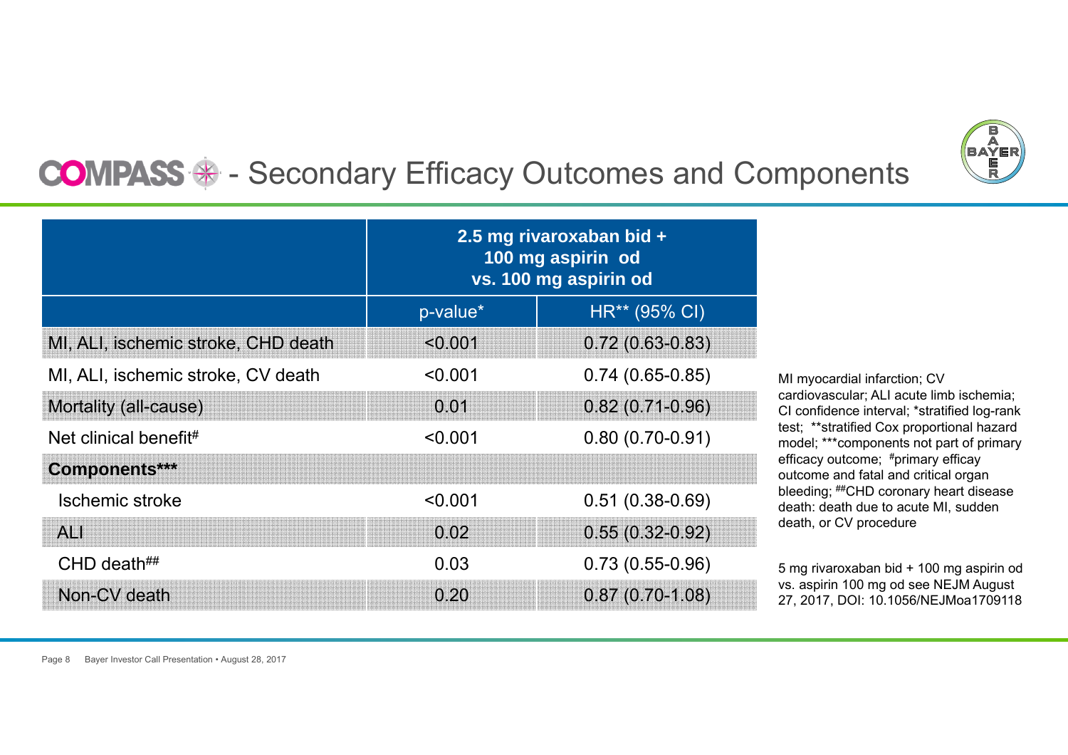# COMPASS - Secondary Efficacy Outcomes and Components

| | 2.5 mg rivaroxaban bid + 100 mg aspirin od vs. 100 mg aspirin od | |
|---|---|---|
| | p-value* | HR** (95% CI) |
| MI, ALI, ischemic stroke, CHD death | <0.001 | 0.72 (0.63-0.83) |
| MI, ALI, ischemic stroke, CV death | <0.001 | 0.74 (0.65-0.85) |
| Mortality (all-cause) | 0.01 | 0.82 (0.71-0.96) |
| Net clinical benefit# | <0.001 | 0.80 (0.70-0.91) |
| **Components*** ** | | |
| Ischemic stroke | <0.001 | 0.51 (0.38-0.69) |
| ALI | 0.02 | 0.55 (0.32-0.92) |
| CHD death## | 0.03 | 0.73 (0.55-0.96) |
| Non-CV death | 0.20 | 0.87 (0.70-1.08) |

MI myocardial infarction; CV cardiovascular; ALI acute limb ischemia; CI confidence interval; *stratified log-rank test; **stratified Cox proportional hazard model; ***components not part of primary efficacy outcome; #primary efficay outcome and fatal and critical organ bleeding; ##CHD coronary heart disease death: death due to acute MI, sudden death, or CV procedure

5 mg rivaroxaban bid + 100 mg aspirin od vs. aspirin 100 mg od see NEJM August 27, 2017, DOI: 10.1056/NEJMoa1709118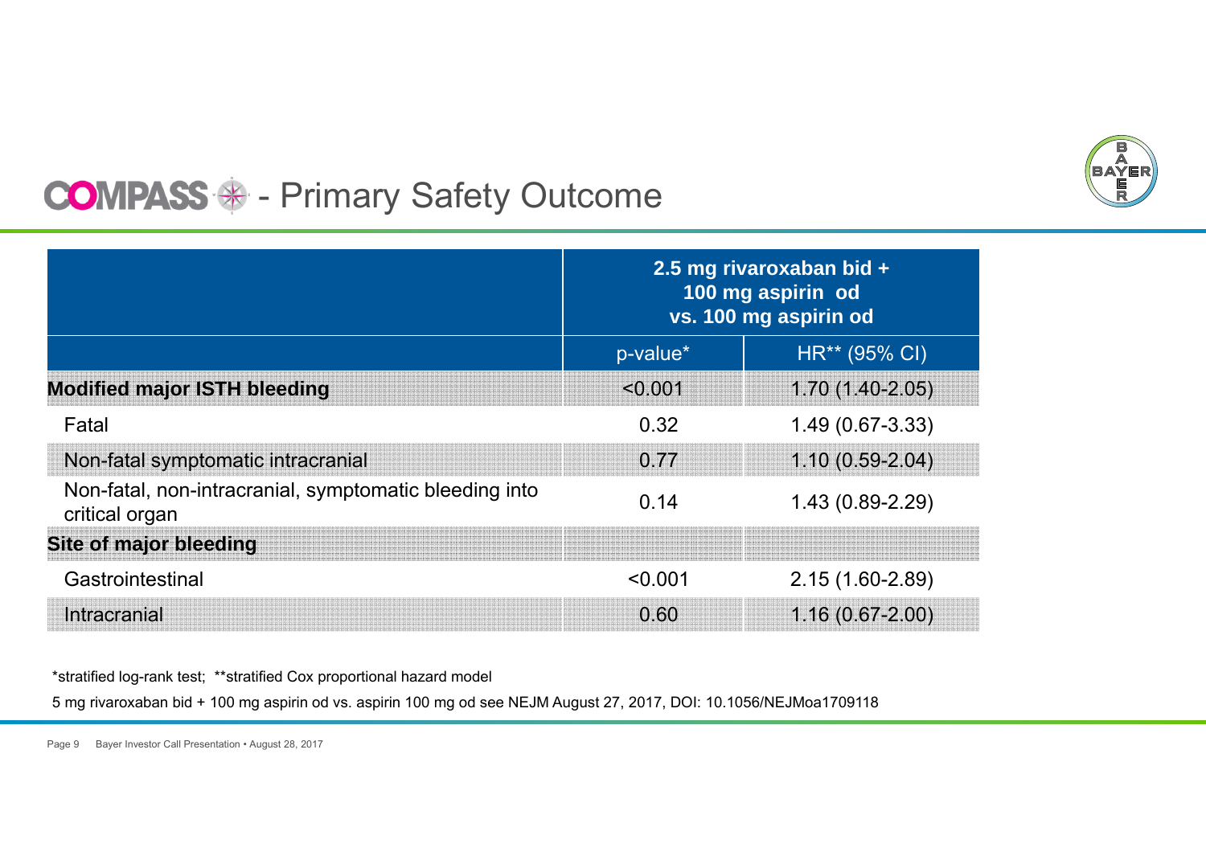# COMPASS - Primary Safety Outcome

| | 2.5 mg rivaroxaban bid + 100 mg aspirin od vs. 100 mg aspirin od | |
|---|---|---|
| | p-value* | HR** (95% CI) |
| **Modified major ISTH bleeding** | <0.001 | 1.70 (1.40-2.05) |
| Fatal | 0.32 | 1.49 (0.67-3.33) |
| Non-fatal symptomatic intracranial | 0.77 | 1.10 (0.59-2.04) |
| Non-fatal, non-intracranial, symptomatic bleeding into critical organ | 0.14 | 1.43 (0.89-2.29) |
| **Site of major bleeding** | | |
| Gastrointestinal | <0.001 | 2.15 (1.60-2.89) |
| Intracranial | 0.60 | 1.16 (0.67-2.00) |

*stratified log-rank test; **stratified Cox proportional hazard model

5 mg rivaroxaban bid + 100 mg aspirin od vs. aspirin 100 mg od see NEJM August 27, 2017, DOI: 10.1056/NEJMoa1709118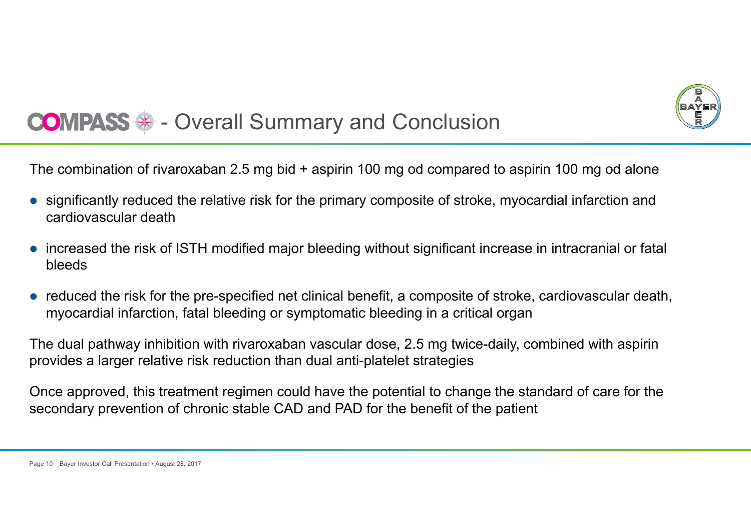# COMPASS - Overall Summary and Conclusion

The combination of rivaroxaban 2.5 mg bid + aspirin 100 mg od compared to aspirin 100 mg od alone

- significantly reduced the relative risk for the primary composite of stroke, myocardial infarction and cardiovascular death
- increased the risk of ISTH modified major bleeding without significant increase in intracranial or fatal bleeds
- reduced the risk for the pre-specified net clinical benefit, a composite of stroke, cardiovascular death, myocardial infarction, fatal bleeding or symptomatic bleeding in a critical organ

The dual pathway inhibition with rivaroxaban vascular dose, 2.5 mg twice-daily, combined with aspirin provides a larger relative risk reduction than dual anti-platelet strategies

Once approved, this treatment regimen could have the potential to change the standard of care for the secondary prevention of chronic stable CAD and PAD for the benefit of the patient